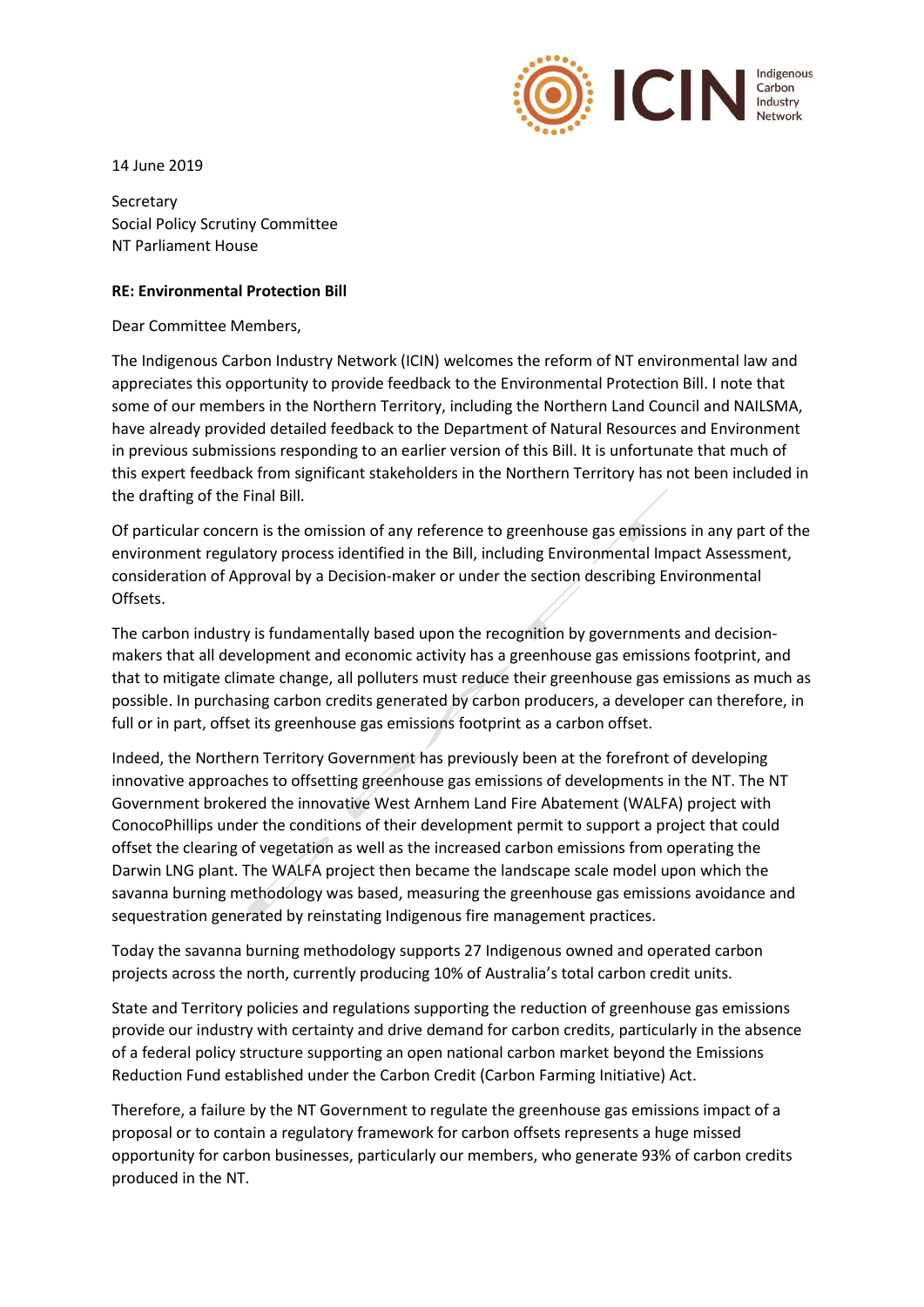ICIN Indigenous Carbon Industry Network

14 June 2019

Secretary
Social Policy Scrutiny Committee
NT Parliament House

**RE: Environmental Protection Bill**

Dear Committee Members,

The Indigenous Carbon Industry Network (ICIN) welcomes the reform of NT environmental law and appreciates this opportunity to provide feedback to the Environmental Protection Bill. I note that some of our members in the Northern Territory, including the Northern Land Council and NAILSMA, have already provided detailed feedback to the Department of Natural Resources and Environment in previous submissions responding to an earlier version of this Bill. It is unfortunate that much of this expert feedback from significant stakeholders in the Northern Territory has not been included in the drafting of the Final Bill.

Of particular concern is the omission of any reference to greenhouse gas emissions in any part of the environment regulatory process identified in the Bill, including Environmental Impact Assessment, consideration of Approval by a Decision-maker or under the section describing Environmental Offsets.

The carbon industry is fundamentally based upon the recognition by governments and decision-makers that all development and economic activity has a greenhouse gas emissions footprint, and that to mitigate climate change, all polluters must reduce their greenhouse gas emissions as much as possible. In purchasing carbon credits generated by carbon producers, a developer can therefore, in full or in part, offset its greenhouse gas emissions footprint as a carbon offset.

Indeed, the Northern Territory Government has previously been at the forefront of developing innovative approaches to offsetting greenhouse gas emissions of developments in the NT. The NT Government brokered the innovative West Arnhem Land Fire Abatement (WALFA) project with ConocoPhillips under the conditions of their development permit to support a project that could offset the clearing of vegetation as well as the increased carbon emissions from operating the Darwin LNG plant. The WALFA project then became the landscape scale model upon which the savanna burning methodology was based, measuring the greenhouse gas emissions avoidance and sequestration generated by reinstating Indigenous fire management practices.

Today the savanna burning methodology supports 27 Indigenous owned and operated carbon projects across the north, currently producing 10% of Australia's total carbon credit units.

State and Territory policies and regulations supporting the reduction of greenhouse gas emissions provide our industry with certainty and drive demand for carbon credits, particularly in the absence of a federal policy structure supporting an open national carbon market beyond the Emissions Reduction Fund established under the Carbon Credit (Carbon Farming Initiative) Act.

Therefore, a failure by the NT Government to regulate the greenhouse gas emissions impact of a proposal or to contain a regulatory framework for carbon offsets represents a huge missed opportunity for carbon businesses, particularly our members, who generate 93% of carbon credits produced in the NT.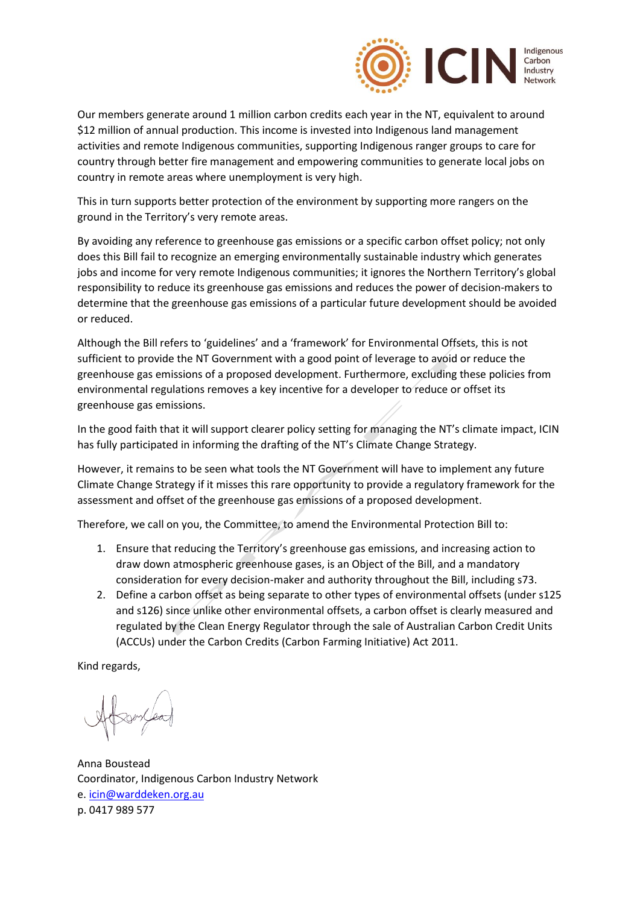Our members generate around 1 million carbon credits each year in the NT, equivalent to around $12 million of annual production. This income is invested into Indigenous land management activities and remote Indigenous communities, supporting Indigenous ranger groups to care for country through better fire management and empowering communities to generate local jobs on country in remote areas where unemployment is very high.

This in turn supports better protection of the environment by supporting more rangers on the ground in the Territory's very remote areas.

By avoiding any reference to greenhouse gas emissions or a specific carbon offset policy; not only does this Bill fail to recognize an emerging environmentally sustainable industry which generates jobs and income for very remote Indigenous communities; it ignores the Northern Territory's global responsibility to reduce its greenhouse gas emissions and reduces the power of decision-makers to determine that the greenhouse gas emissions of a particular future development should be avoided or reduced.

Although the Bill refers to 'guidelines' and a 'framework' for Environmental Offsets, this is not sufficient to provide the NT Government with a good point of leverage to avoid or reduce the greenhouse gas emissions of a proposed development. Furthermore, excluding these policies from environmental regulations removes a key incentive for a developer to reduce or offset its greenhouse gas emissions.

In the good faith that it will support clearer policy setting for managing the NT's climate impact, ICIN has fully participated in informing the drafting of the NT's Climate Change Strategy.

However, it remains to be seen what tools the NT Government will have to implement any future Climate Change Strategy if it misses this rare opportunity to provide a regulatory framework for the assessment and offset of the greenhouse gas emissions of a proposed development.

Therefore, we call on you, the Committee, to amend the Environmental Protection Bill to:

1. Ensure that reducing the Territory's greenhouse gas emissions, and increasing action to draw down atmospheric greenhouse gases, is an Object of the Bill, and a mandatory consideration for every decision-maker and authority throughout the Bill, including s73.
2. Define a carbon offset as being separate to other types of environmental offsets (under s125 and s126) since unlike other environmental offsets, a carbon offset is clearly measured and regulated by the Clean Energy Regulator through the sale of Australian Carbon Credit Units (ACCUs) under the Carbon Credits (Carbon Farming Initiative) Act 2011.

Kind regards,

Anna Boustead
Coordinator, Indigenous Carbon Industry Network
e. icin@warddeken.org.au
p. 0417 989 577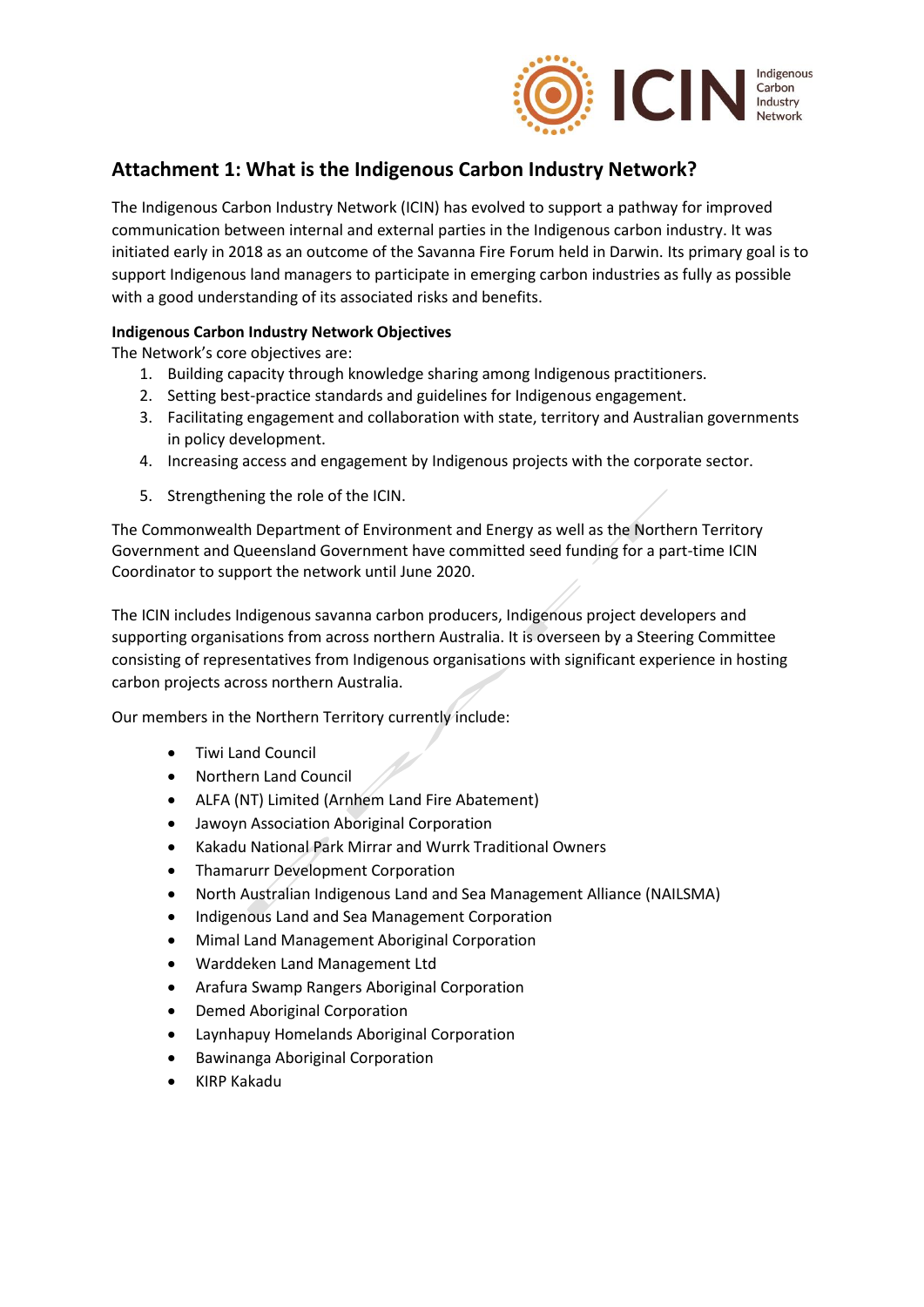## Attachment 1: What is the Indigenous Carbon Industry Network?

The Indigenous Carbon Industry Network (ICIN) has evolved to support a pathway for improved communication between internal and external parties in the Indigenous carbon industry. It was initiated early in 2018 as an outcome of the Savanna Fire Forum held in Darwin. Its primary goal is to support Indigenous land managers to participate in emerging carbon industries as fully as possible with a good understanding of its associated risks and benefits.

**Indigenous Carbon Industry Network Objectives**

The Network's core objectives are:

1. Building capacity through knowledge sharing among Indigenous practitioners.
2. Setting best-practice standards and guidelines for Indigenous engagement.
3. Facilitating engagement and collaboration with state, territory and Australian governments in policy development.
4. Increasing access and engagement by Indigenous projects with the corporate sector.
5. Strengthening the role of the ICIN.

The Commonwealth Department of Environment and Energy as well as the Northern Territory Government and Queensland Government have committed seed funding for a part-time ICIN Coordinator to support the network until June 2020.

The ICIN includes Indigenous savanna carbon producers, Indigenous project developers and supporting organisations from across northern Australia. It is overseen by a Steering Committee consisting of representatives from Indigenous organisations with significant experience in hosting carbon projects across northern Australia.

Our members in the Northern Territory currently include:

- Tiwi Land Council
- Northern Land Council
- ALFA (NT) Limited (Arnhem Land Fire Abatement)
- Jawoyn Association Aboriginal Corporation
- Kakadu National Park Mirrar and Wurrk Traditional Owners
- Thamarurr Development Corporation
- North Australian Indigenous Land and Sea Management Alliance (NAILSMA)
- Indigenous Land and Sea Management Corporation
- Mimal Land Management Aboriginal Corporation
- Warddeken Land Management Ltd
- Arafura Swamp Rangers Aboriginal Corporation
- Demed Aboriginal Corporation
- Laynhapuy Homelands Aboriginal Corporation
- Bawinanga Aboriginal Corporation
- KIRP Kakadu